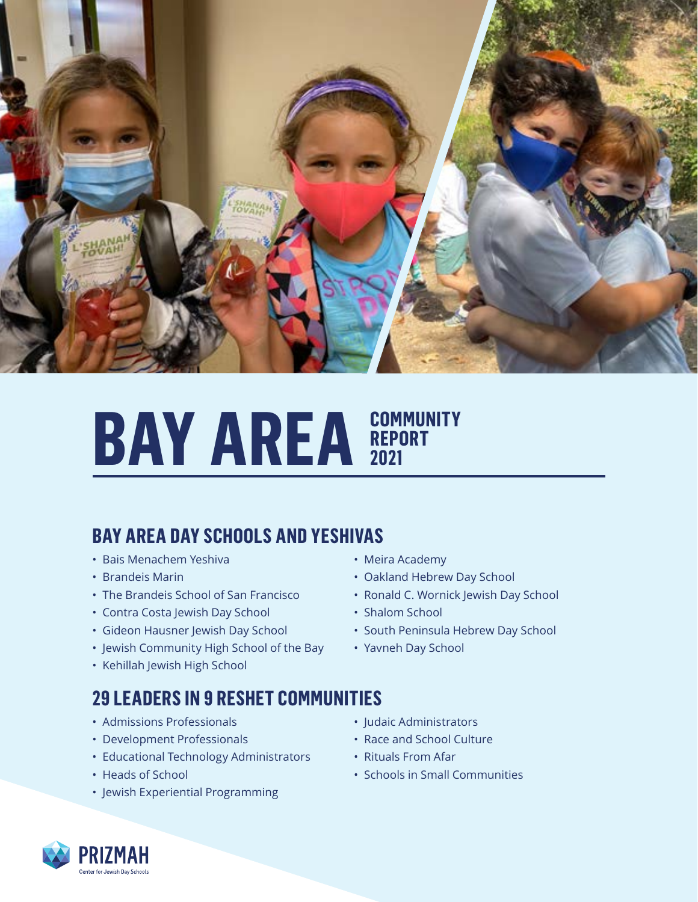# BAY AREA COMMUNITY REPORT 2021

## BAY AREA DAY SCHOOLS AND YESHIVAS

- Bais Menachem Yeshiva
- Brandeis Marin
- The Brandeis School of San Francisco
- Contra Costa Jewish Day School
- Gideon Hausner Jewish Day School
- Jewish Community High School of the Bay
- Kehillah Jewish High School
- Meira Academy
- Oakland Hebrew Day School
- Ronald C. Wornick Jewish Day School
- Shalom School
- South Peninsula Hebrew Day School
- Yavneh Day School

## 29 LEADERS IN 9 RESHET COMMUNITIES

- Admissions Professionals
- Development Professionals
- Educational Technology Administrators
- Heads of School
- Jewish Experiential Programming
- Judaic Administrators
- Race and School Culture
- Rituals From Afar
- Schools in Small Communities

PRIZMAH
Center for Jewish Day Schools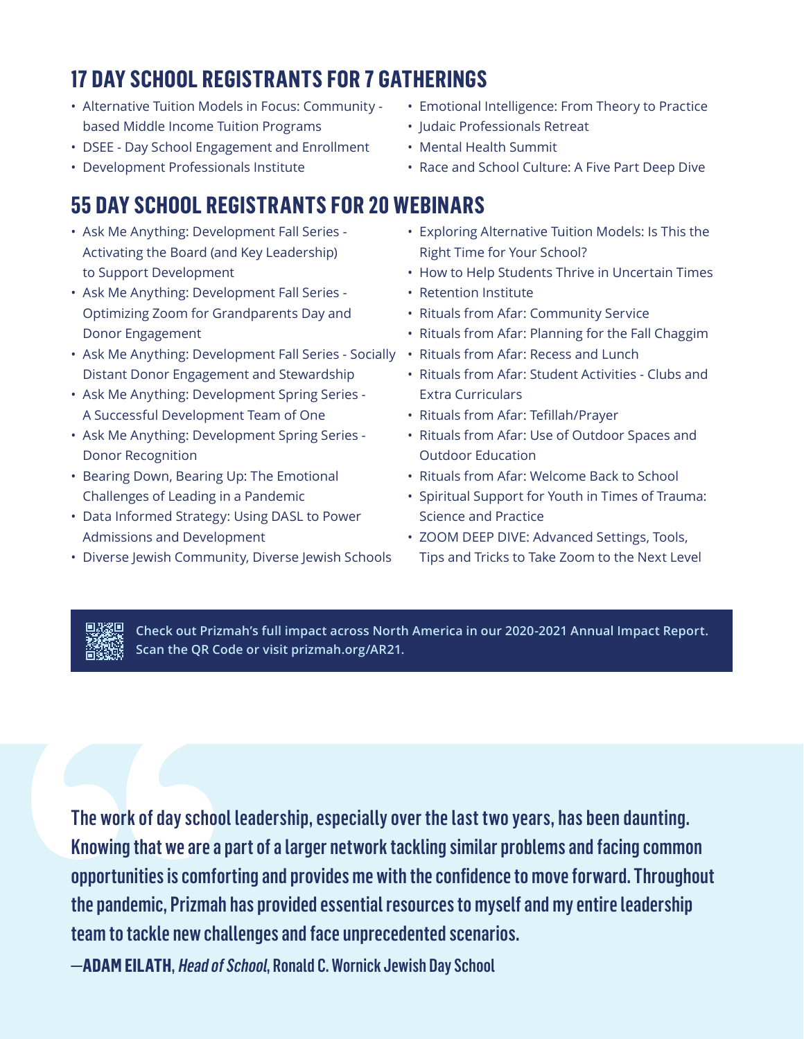## 17 DAY SCHOOL REGISTRANTS FOR 7 GATHERINGS

- Alternative Tuition Models in Focus: Community - based Middle Income Tuition Programs
- DSEE - Day School Engagement and Enrollment
- Development Professionals Institute
- Emotional Intelligence: From Theory to Practice
- Judaic Professionals Retreat
- Mental Health Summit
- Race and School Culture: A Five Part Deep Dive

## 55 DAY SCHOOL REGISTRANTS FOR 20 WEBINARS

- Ask Me Anything: Development Fall Series - Activating the Board (and Key Leadership) to Support Development
- Ask Me Anything: Development Fall Series - Optimizing Zoom for Grandparents Day and Donor Engagement
- Ask Me Anything: Development Fall Series - Socially Distant Donor Engagement and Stewardship
- Ask Me Anything: Development Spring Series - A Successful Development Team of One
- Ask Me Anything: Development Spring Series - Donor Recognition
- Bearing Down, Bearing Up: The Emotional Challenges of Leading in a Pandemic
- Data Informed Strategy: Using DASL to Power Admissions and Development
- Diverse Jewish Community, Diverse Jewish Schools
- Exploring Alternative Tuition Models: Is This the Right Time for Your School?
- How to Help Students Thrive in Uncertain Times
- Retention Institute
- Rituals from Afar: Community Service
- Rituals from Afar: Planning for the Fall Chaggim
- Rituals from Afar: Recess and Lunch
- Rituals from Afar: Student Activities - Clubs and Extra Curriculars
- Rituals from Afar: Tefillah/Prayer
- Rituals from Afar: Use of Outdoor Spaces and Outdoor Education
- Rituals from Afar: Welcome Back to School
- Spiritual Support for Youth in Times of Trauma: Science and Practice
- ZOOM DEEP DIVE: Advanced Settings, Tools, Tips and Tricks to Take Zoom to the Next Level

**Check out Prizmah's full impact across North America in our 2020-2021 Annual Impact Report. Scan the QR Code or visit prizmah.org/AR21.**

**The work of day school leadership, especially over the last two years, has been daunting. Knowing that we are a part of a larger network tackling similar problems and facing common opportunities is comforting and provides me with the confidence to move forward. Throughout the pandemic, Prizmah has provided essential resources to myself and my entire leadership team to tackle new challenges and face unprecedented scenarios.**

—**ADAM EILATH**, *Head of School*, Ronald C. Wornick Jewish Day School